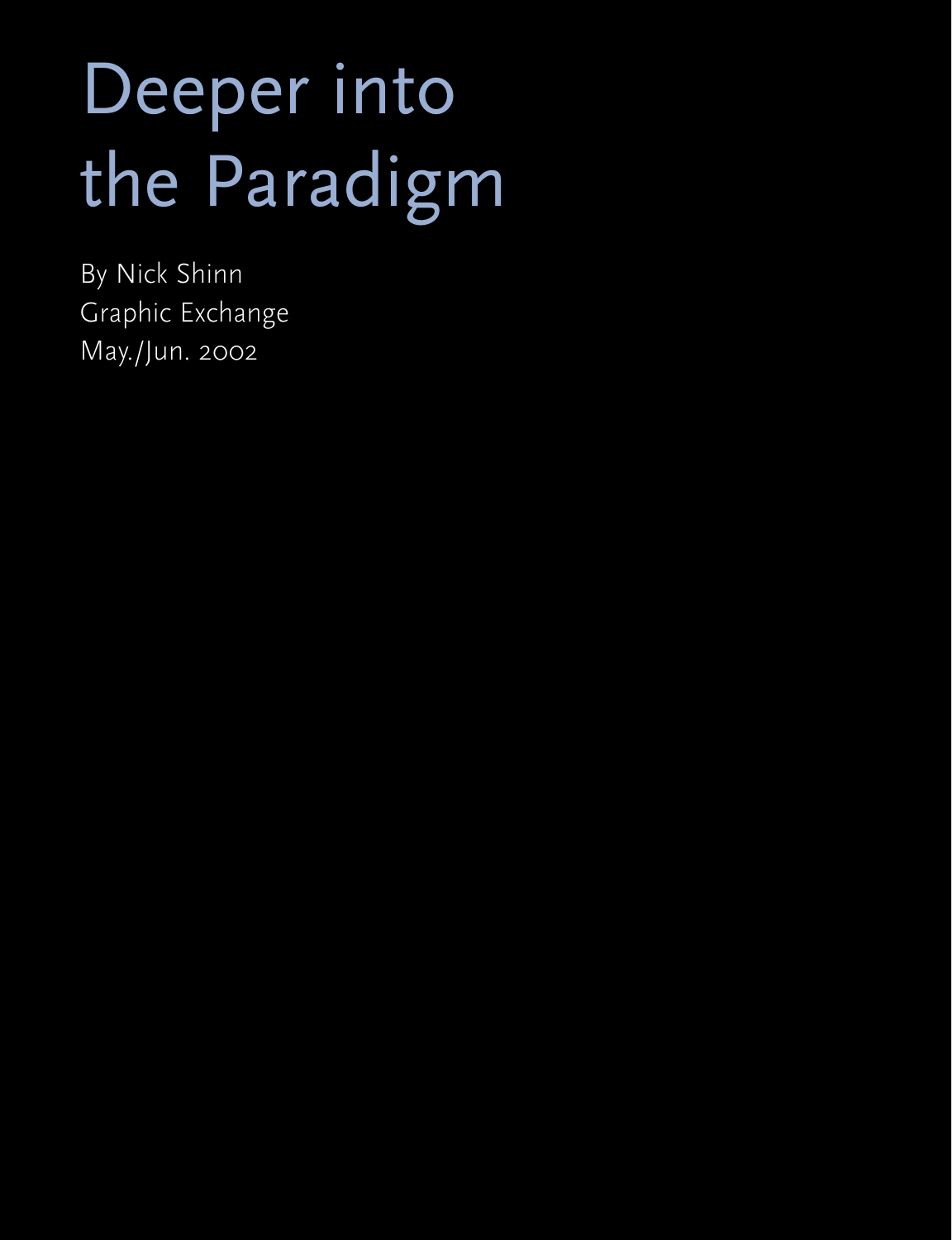# Deeper into the Paradigm

By Nick Shinn
Graphic Exchange
May./Jun. 2002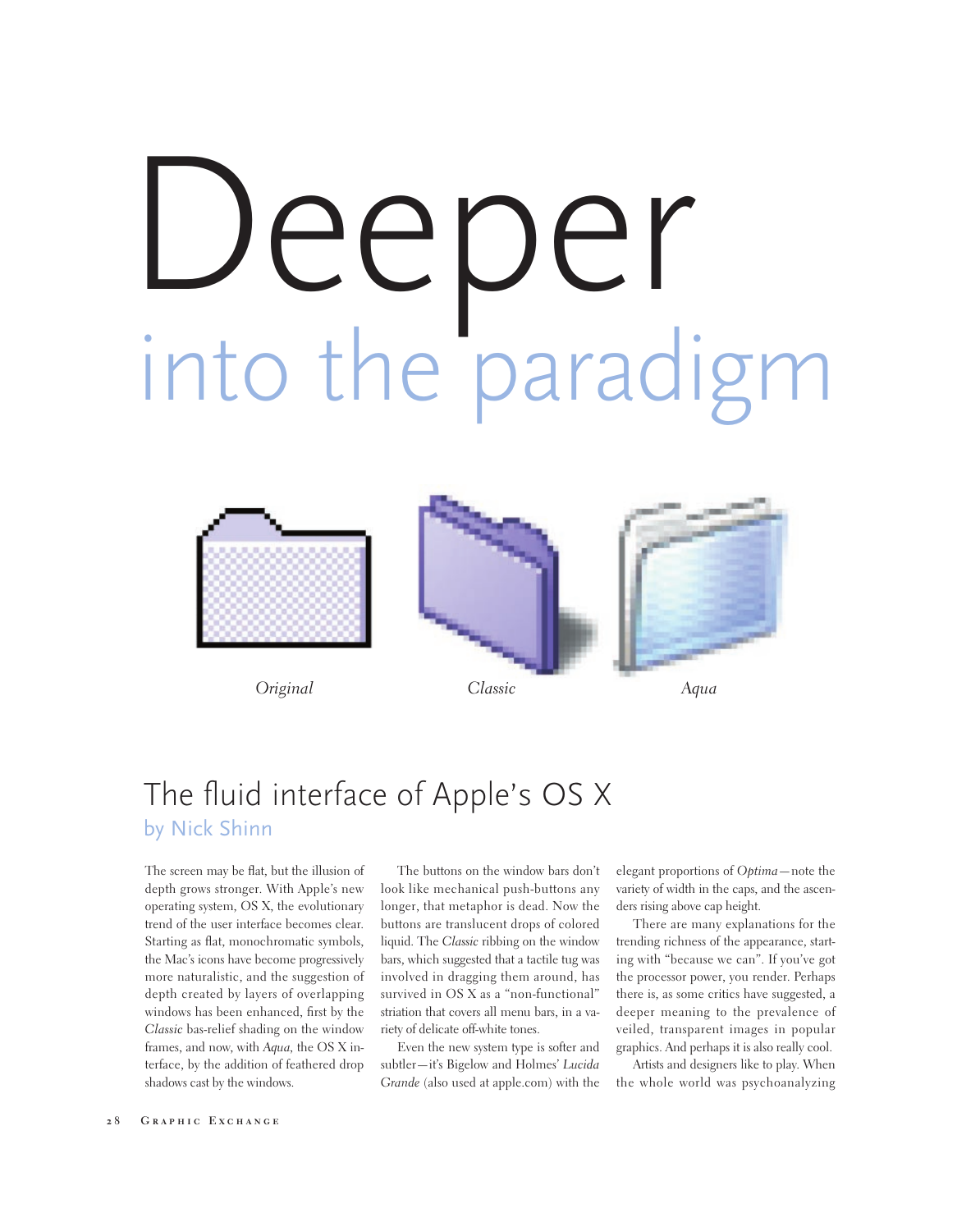# Deeper
## into the paradigm

*Original* *Classic* *Aqua*

## The fluid interface of Apple's OS X

by Nick Shinn

The screen may be flat, but the illusion of depth grows stronger. With Apple's new operating system, OS X, the evolutionary trend of the user interface becomes clear. Starting as flat, monochromatic symbols, the Mac's icons have become progressively more naturalistic, and the suggestion of depth created by layers of overlapping windows has been enhanced, first by the *Classic* bas-relief shading on the window frames, and now, with *Aqua*, the OS X interface, by the addition of feathered drop shadows cast by the windows.

The buttons on the window bars don't look like mechanical push-buttons any longer, that metaphor is dead. Now the buttons are translucent drops of colored liquid. The *Classic* ribbing on the window bars, which suggested that a tactile tug was involved in dragging them around, has survived in OS X as a "non-functional" striation that covers all menu bars, in a variety of delicate off-white tones.

Even the new system type is softer and subtler—it's Bigelow and Holmes' *Lucida Grande* (also used at apple.com) with the elegant proportions of *Optima*—note the variety of width in the caps, and the ascenders rising above cap height.

There are many explanations for the trending richness of the appearance, starting with "because we can". If you've got the processor power, you render. Perhaps there is, as some critics have suggested, a deeper meaning to the prevalence of veiled, transparent images in popular graphics. And perhaps it is also really cool.

Artists and designers like to play. When the whole world was psychoanalyzing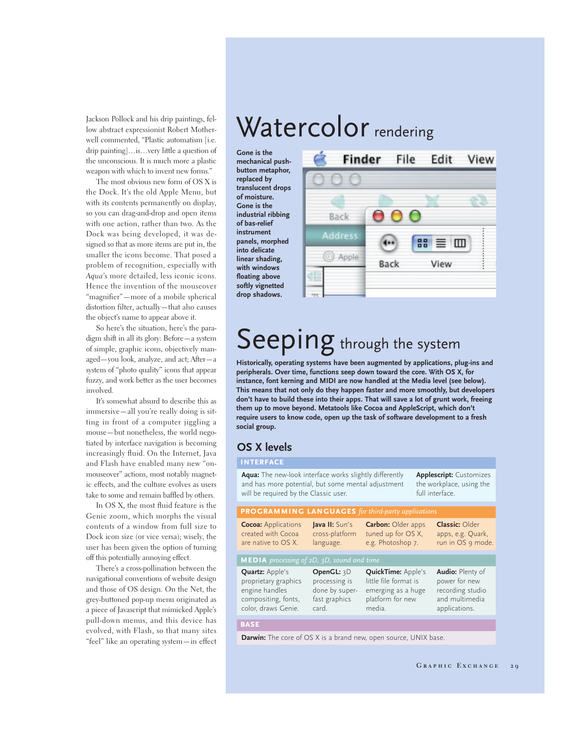Jackson Pollock and his drip paintings, fellow abstract expressionist Robert Motherwell commented, "Plastic automatism [i.e. drip painting]…is…very little a question of the unconscious. It is much more a plastic weapon with which to invent new forms."

The most obvious new form of OS X is the Dock. It's the old Apple Menu, but with its contents permanently on display, so you can drag-and-drop and open items with one action, rather than two. As the Dock was being developed, it was designed so that as more items are put in, the smaller the icons become. That posed a problem of recognition, especially with *Aqua*'s more detailed, less iconic icons. Hence the invention of the mouseover "magnifier"—more of a mobile spherical distortion filter, actually—that also causes the object's name to appear above it.

So here's the situation, here's the paradigm shift in all its glory: Before—a system of simple, graphic icons, objectively managed—you look, analyze, and act; After—a system of "photo quality" icons that appear fuzzy, and work better as the user becomes involved.

It's somewhat absurd to describe this as immersive—all you're really doing is sitting in front of a computer jiggling a mouse—but nonetheless, the world negotiated by interface navigation is becoming increasingly fluid. On the Internet, Java and Flash have enabled many new "onmouseover" actions, most notably magnetic effects, and the culture evolves as users take to some and remain baffled by others.

In OS X, the most fluid feature is the Genie zoom, which morphs the visual contents of a window from full size to Dock icon size (or vice versa); wisely, the user has been given the option of turning off this potentially annoying effect.

There's a cross-pollination between the navigational conventions of website design and those of OS design. On the Net, the grey-buttoned pop-up menu originated as a piece of Javascript that mimicked Apple's pull-down menus, and this device has evolved, with Flash, so that many sites "feel" like an operating system—in effect

# Watercolor rendering

**Gone is the mechanical push-button metaphor, replaced by translucent drops of moisture. Gone is the industrial ribbing of bas-relief instrument panels, morphed into delicate linear shading, with windows floating above softly vignetted drop shadows.**

# Seeping through the system

**Historically, operating systems have been augmented by applications, plug-ins and peripherals. Over time, functions seep down toward the core. With OS X, for instance, font kerning and MIDI are now handled at the Media level (see below). This means that not only do they happen faster and more smoothly, but developers don't have to build these into their apps. That will save a lot of grunt work, freeing them up to move beyond. Metatools like Cocoa and AppleScript, which don't require users to know code, open up the task of software development to a fresh social group.**

## OS X levels

**INTERFACE**

**Aqua:** The new-look interface works slightly differently and has more potential, but some mental adjustment will be required by the Classic user.

**Applescript:** Customizes the workplace, using the full interface.

**PROGRAMMING LANGUAGES** *for third-party applications*

| | | | |
|---|---|---|---|
| **Cocoa:** Applications created with Cocoa are native to OS X. | **Java II:** Sun's cross-platform language. | **Carbon:** Older apps tuned up for OS X, e.g. Photoshop 7. | **Classic:** Older apps, e.g. Quark, run in OS 9 mode. |

**MEDIA** *processing of 2D, 3D, sound and time*

| | | | |
|---|---|---|---|
| **Quartz:** Apple's proprietary graphics engine handles compositing, fonts, color, draws Genie. | **OpenGL:** 3D processing is done by super-fast graphics card. | **QuickTime:** Apple's little file format is emerging as a huge platform for new media. | **Audio:** Plenty of power for new recording studio and multimedia applications. |

**BASE**

**Darwin:** The core of OS X is a brand new, open source, UNIX base.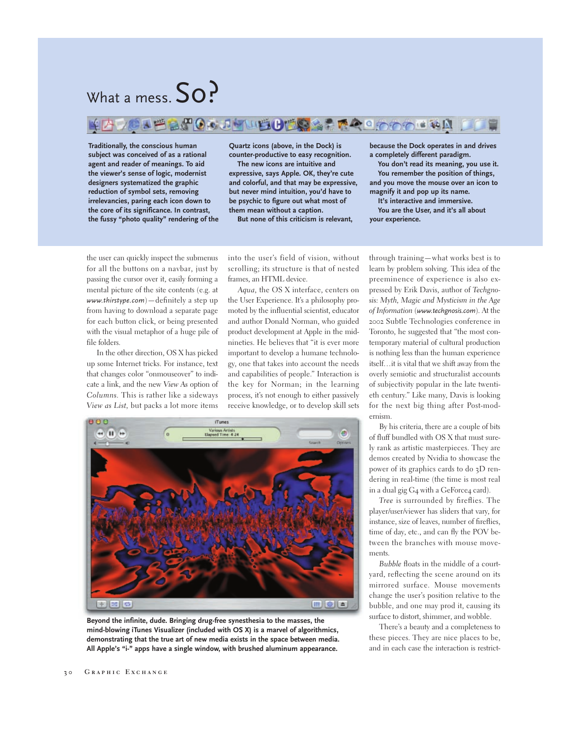## What a mess. So?

**Traditionally, the conscious human subject was conceived of as a rational agent and reader of meanings. To aid the viewer's sense of logic, modernist designers systematized the graphic reduction of symbol sets, removing irrelevancies, paring each icon down to the core of its significance. In contrast, the fussy "photo quality" rendering of the Quartz icons (above, in the Dock) is counter-productive to easy recognition.**

**The new icons are intuitive and expressive, says Apple. OK, they're cute and colorful, and that may be expressive, but never mind intuition, you'd have to be psychic to figure out what most of them mean without a caption.**

**But none of this criticism is relevant, because the Dock operates in and drives a completely different paradigm.**

**You don't read its meaning, you use it.**

**You remember the position of things, and you move the mouse over an icon to magnify it and pop up its name.**

**It's interactive and immersive.**

**You are the User, and it's all about your experience.**

the user can quickly inspect the submenus for all the buttons on a navbar, just by passing the cursor over it, easily forming a mental picture of the site contents (e.g. at *www.thirstype.com*)—definitely a step up from having to download a separate page for each button click, or being presented with the visual metaphor of a huge pile of file folders.

In the other direction, OS X has picked up some Internet tricks. For instance, text that changes color "onmouseover" to indicate a link, and the new *View As* option of *Columns*. This is rather like a sideways *View as List*, but packs a lot more items into the user's field of vision, without scrolling; its structure is that of nested frames, an HTML device.

*Aqua*, the OS X interface, centers on the User Experience. It's a philosophy promoted by the influential scientist, educator and author Donald Norman, who guided product development at Apple in the mid-nineties. He believes that "it is ever more important to develop a humane technology, one that takes into account the needs and capabilities of people." Interaction is the key for Norman; in the learning process, it's not enough to either passively receive knowledge, or to develop skill sets through training—what works best is to learn by problem solving. This idea of the preeminence of experience is also expressed by Erik Davis, author of *Techgnosis: Myth, Magic and Mysticism in the Age of Information* (*www.techgnosis.com*). At the 2002 Subtle Technologies conference in Toronto, he suggested that "the most contemporary material of cultural production is nothing less than the human experience itself…it is vital that we shift away from the overly semiotic and structuralist accounts of subjectivity popular in the late twentieth century." Like many, Davis is looking for the next big thing after Post-modernism.

By his criteria, there are a couple of bits of fluff bundled with OS X that must surely rank as artistic masterpieces. They are demos created by Nvidia to showcase the power of its graphics cards to do 3D rendering in real-time (the time is most real in a dual gig G4 with a GeForce4 card).

*Tree* is surrounded by fireflies. The player/user/viewer has sliders that vary, for instance, size of leaves, number of fireflies, time of day, etc., and can fly the POV between the branches with mouse movements.

*Bubble* floats in the middle of a courtyard, reflecting the scene around on its mirrored surface. Mouse movements change the user's position relative to the bubble, and one may prod it, causing its surface to distort, shimmer, and wobble.

There's a beauty and a completeness to these pieces. They are nice places to be, and in each case the interaction is restrict-

**Beyond the infinite, dude. Bringing drug-free synesthesia to the masses, the mind-blowing iTunes Visualizer (included with OS X) is a marvel of algorithmics, demonstrating that the true art of new media exists in the space between media. All Apple's "i-" apps have a single window, with brushed aluminum appearance.**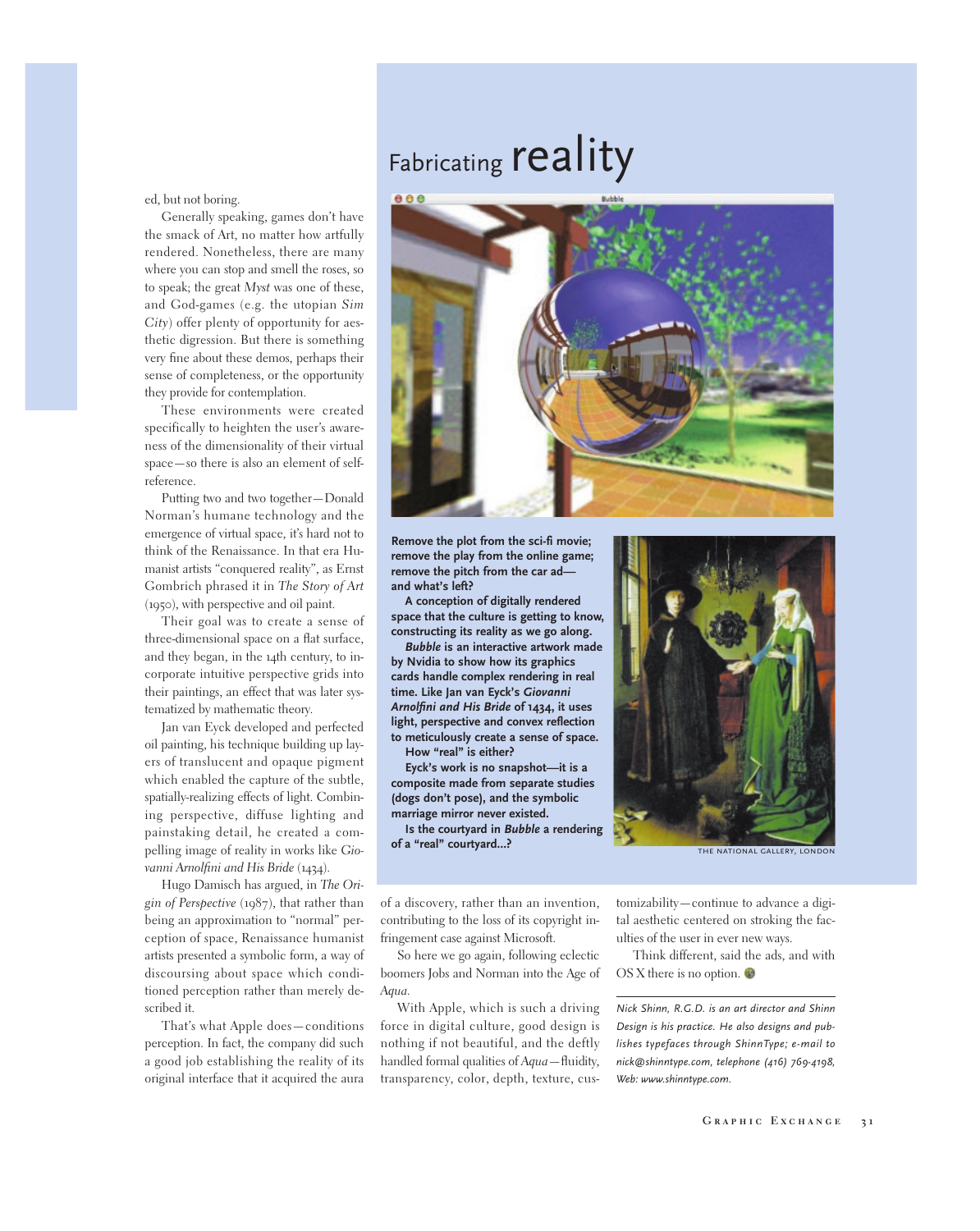ed, but not boring.

Generally speaking, games don't have the smack of Art, no matter how artfully rendered. Nonetheless, there are many where you can stop and smell the roses, so to speak; the great *Myst* was one of these, and God-games (e.g. the utopian *Sim City*) offer plenty of opportunity for aesthetic digression. But there is something very fine about these demos, perhaps their sense of completeness, or the opportunity they provide for contemplation.

These environments were created specifically to heighten the user's awareness of the dimensionality of their virtual space—so there is also an element of self-reference.

Putting two and two together—Donald Norman's humane technology and the emergence of virtual space, it's hard not to think of the Renaissance. In that era Humanist artists "conquered reality", as Ernst Gombrich phrased it in *The Story of Art* (1950), with perspective and oil paint.

Their goal was to create a sense of three-dimensional space on a flat surface, and they began, in the 14th century, to incorporate intuitive perspective grids into their paintings, an effect that was later systematized by mathematic theory.

Jan van Eyck developed and perfected oil painting, his technique building up layers of translucent and opaque pigment which enabled the capture of the subtle, spatially-realizing effects of light. Combining perspective, diffuse lighting and painstaking detail, he created a compelling image of reality in works like *Giovanni Arnolfini and His Bride* (1434).

Hugo Damisch has argued, in *The Origin of Perspective* (1987), that rather than being an approximation to "normal" perception of space, Renaissance humanist artists presented a symbolic form, a way of discoursing about space which conditioned perception rather than merely described it.

That's what Apple does—conditions perception. In fact, the company did such a good job establishing the reality of its original interface that it acquired the aura of a discovery, rather than an invention, contributing to the loss of its copyright infringement case against Microsoft.

So here we go again, following eclectic boomers Jobs and Norman into the Age of *Aqua*.

With Apple, which is such a driving force in digital culture, good design is nothing if not beautiful, and the deftly handled formal qualities of *Aqua*—fluidity, transparency, color, depth, texture, customizability—continue to advance a digital aesthetic centered on stroking the faculties of the user in ever new ways.

Think different, said the ads, and with OS X there is no option.

## Fabricating reality

**Remove the plot from the sci-fi movie; remove the play from the online game; remove the pitch from the car ad—and what's left?**

**A conception of digitally rendered space that the culture is getting to know, constructing its reality as we go along.**

***Bubble* is an interactive artwork made by Nvidia to show how its graphics cards handle complex rendering in real time. Like Jan van Eyck's *Giovanni Arnolfini and His Bride* of 1434, it uses light, perspective and convex reflection to meticulously create a sense of space.**

**How "real" is either?**

**Eyck's work is no snapshot—it is a composite made from separate studies (dogs don't pose), and the symbolic marriage mirror never existed.**

**Is the courtyard in *Bubble* a rendering of a "real" courtyard...?**

THE NATIONAL GALLERY, LONDON

*Nick Shinn, R.G.D. is an art director and Shinn Design is his practice. He also designs and publishes typefaces through ShinnType; e-mail to nick@shinntype.com, telephone (416) 769-4198, Web: www.shinntype.com.*